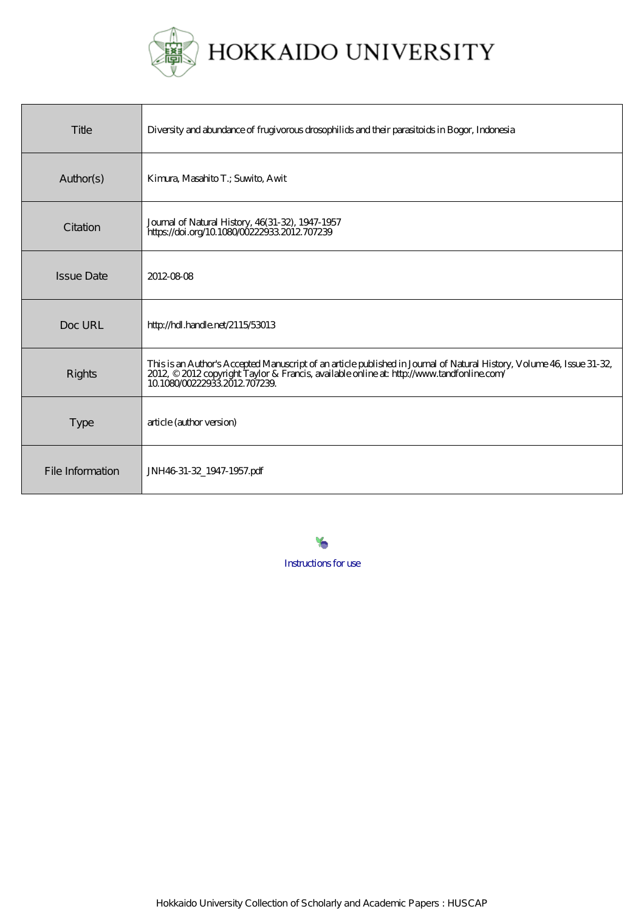HOKKAIDO UNIVERSITY

| Title | Diversity and abundance of frugivorous drosophilids and their parasitoids in Bogor, Indonesia |
| --- | --- |
| Author(s) | Kimura, Masahito T.; Suwito, Awit |
| Citation | Journal of Natural History, 46(31-32), 1947-1957<br>https://doi.org/10.1080/00222933.2012.707239 |
| Issue Date | 2012-08-08 |
| Doc URL | http://hdl.handle.net/2115/53013 |
| Rights | This is an Author's Accepted Manuscript of an article published in Journal of Natural History, Volume 46, Issue 31-32, 2012, © 2012 copyright Taylor & Francis, available online at: http://www.tandfonline.com/10.1080/00222933.2012.707239. |
| Type | article (author version) |
| File Information | JNH46-31-32_1947-1957.pdf |

Instructions for use

Hokkaido University Collection of Scholarly and Academic Papers : HUSCAP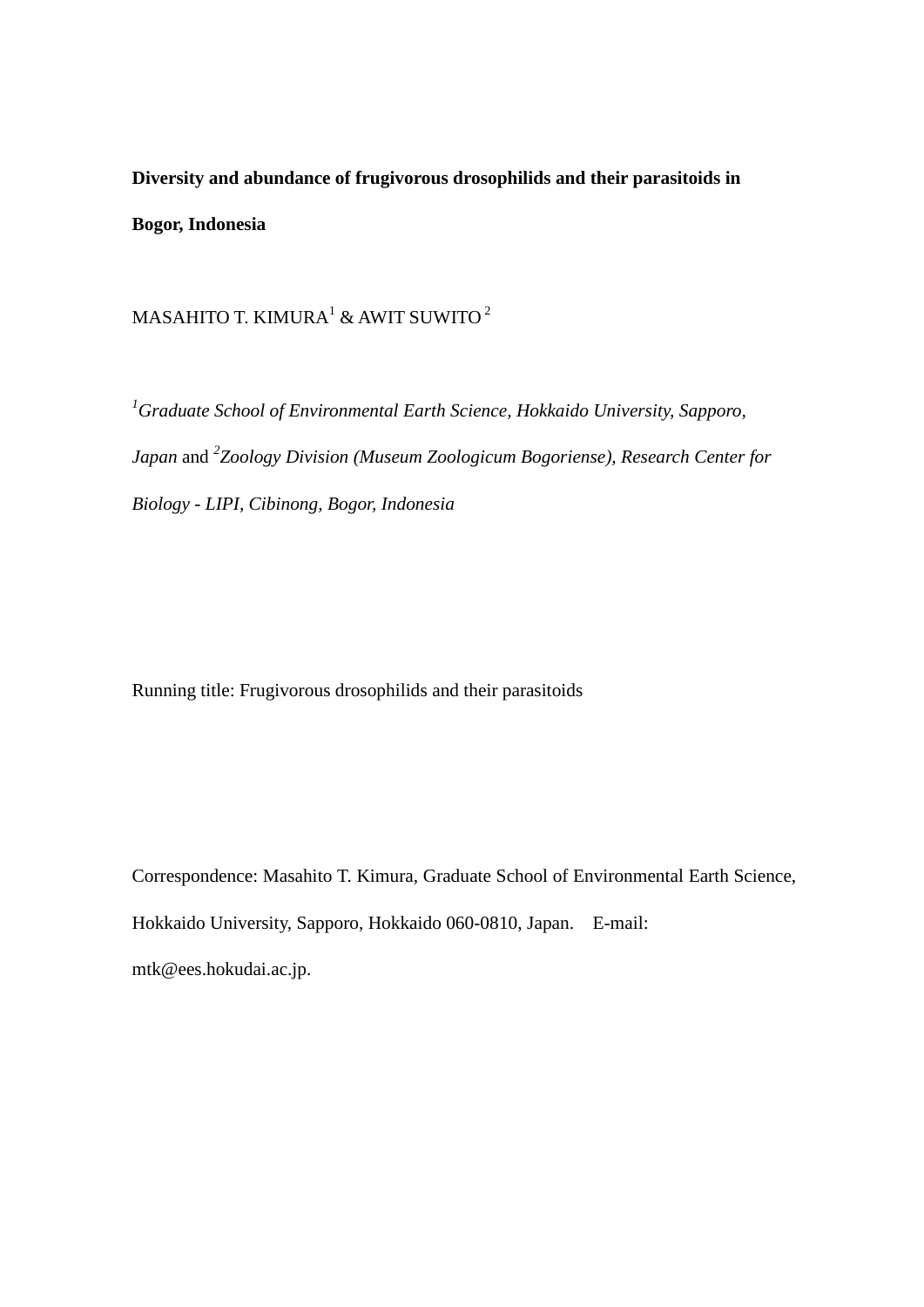**Diversity and abundance of frugivorous drosophilids and their parasitoids in Bogor, Indonesia**

MASAHITO T. KIMURA[1] & AWIT SUWITO[2]

[1]*Graduate School of Environmental Earth Science, Hokkaido University, Sapporo, Japan* and [2]*Zoology Division (Museum Zoologicum Bogoriense), Research Center for Biology - LIPI, Cibinong, Bogor, Indonesia*

Running title: Frugivorous drosophilids and their parasitoids

Correspondence: Masahito T. Kimura, Graduate School of Environmental Earth Science, Hokkaido University, Sapporo, Hokkaido 060-0810, Japan. E-mail: mtk@ees.hokudai.ac.jp.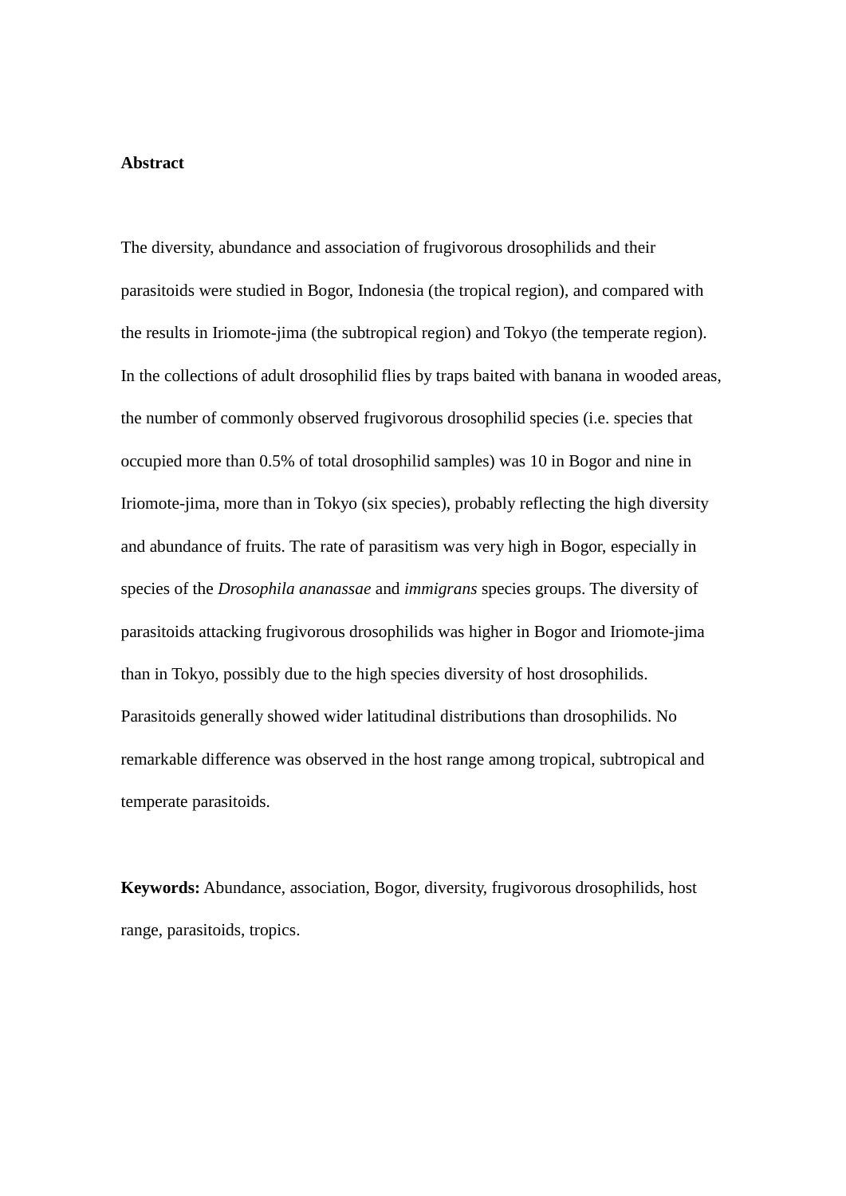**Abstract**

The diversity, abundance and association of frugivorous drosophilids and their parasitoids were studied in Bogor, Indonesia (the tropical region), and compared with the results in Iriomote-jima (the subtropical region) and Tokyo (the temperate region). In the collections of adult drosophilid flies by traps baited with banana in wooded areas, the number of commonly observed frugivorous drosophilid species (i.e. species that occupied more than 0.5% of total drosophilid samples) was 10 in Bogor and nine in Iriomote-jima, more than in Tokyo (six species), probably reflecting the high diversity and abundance of fruits. The rate of parasitism was very high in Bogor, especially in species of the *Drosophila ananassae* and *immigrans* species groups. The diversity of parasitoids attacking frugivorous drosophilids was higher in Bogor and Iriomote-jima than in Tokyo, possibly due to the high species diversity of host drosophilids. Parasitoids generally showed wider latitudinal distributions than drosophilids. No remarkable difference was observed in the host range among tropical, subtropical and temperate parasitoids.

**Keywords:** Abundance, association, Bogor, diversity, frugivorous drosophilids, host range, parasitoids, tropics.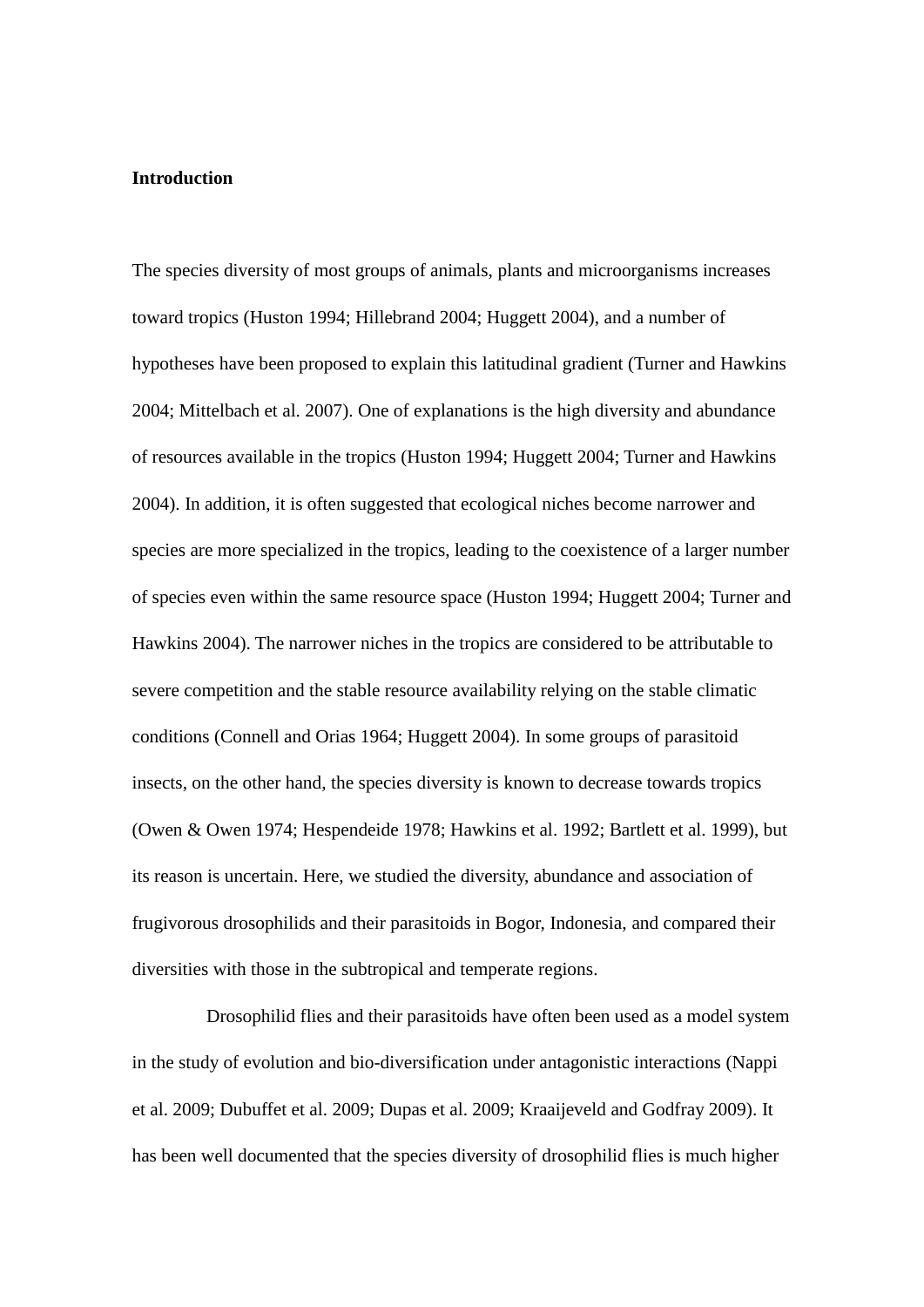## Introduction

The species diversity of most groups of animals, plants and microorganisms increases toward tropics (Huston 1994; Hillebrand 2004; Huggett 2004), and a number of hypotheses have been proposed to explain this latitudinal gradient (Turner and Hawkins 2004; Mittelbach et al. 2007). One of explanations is the high diversity and abundance of resources available in the tropics (Huston 1994; Huggett 2004; Turner and Hawkins 2004). In addition, it is often suggested that ecological niches become narrower and species are more specialized in the tropics, leading to the coexistence of a larger number of species even within the same resource space (Huston 1994; Huggett 2004; Turner and Hawkins 2004). The narrower niches in the tropics are considered to be attributable to severe competition and the stable resource availability relying on the stable climatic conditions (Connell and Orias 1964; Huggett 2004). In some groups of parasitoid insects, on the other hand, the species diversity is known to decrease towards tropics (Owen & Owen 1974; Hespendeide 1978; Hawkins et al. 1992; Bartlett et al. 1999), but its reason is uncertain. Here, we studied the diversity, abundance and association of frugivorous drosophilids and their parasitoids in Bogor, Indonesia, and compared their diversities with those in the subtropical and temperate regions.

Drosophilid flies and their parasitoids have often been used as a model system in the study of evolution and bio-diversification under antagonistic interactions (Nappi et al. 2009; Dubuffet et al. 2009; Dupas et al. 2009; Kraaijeveld and Godfray 2009). It has been well documented that the species diversity of drosophilid flies is much higher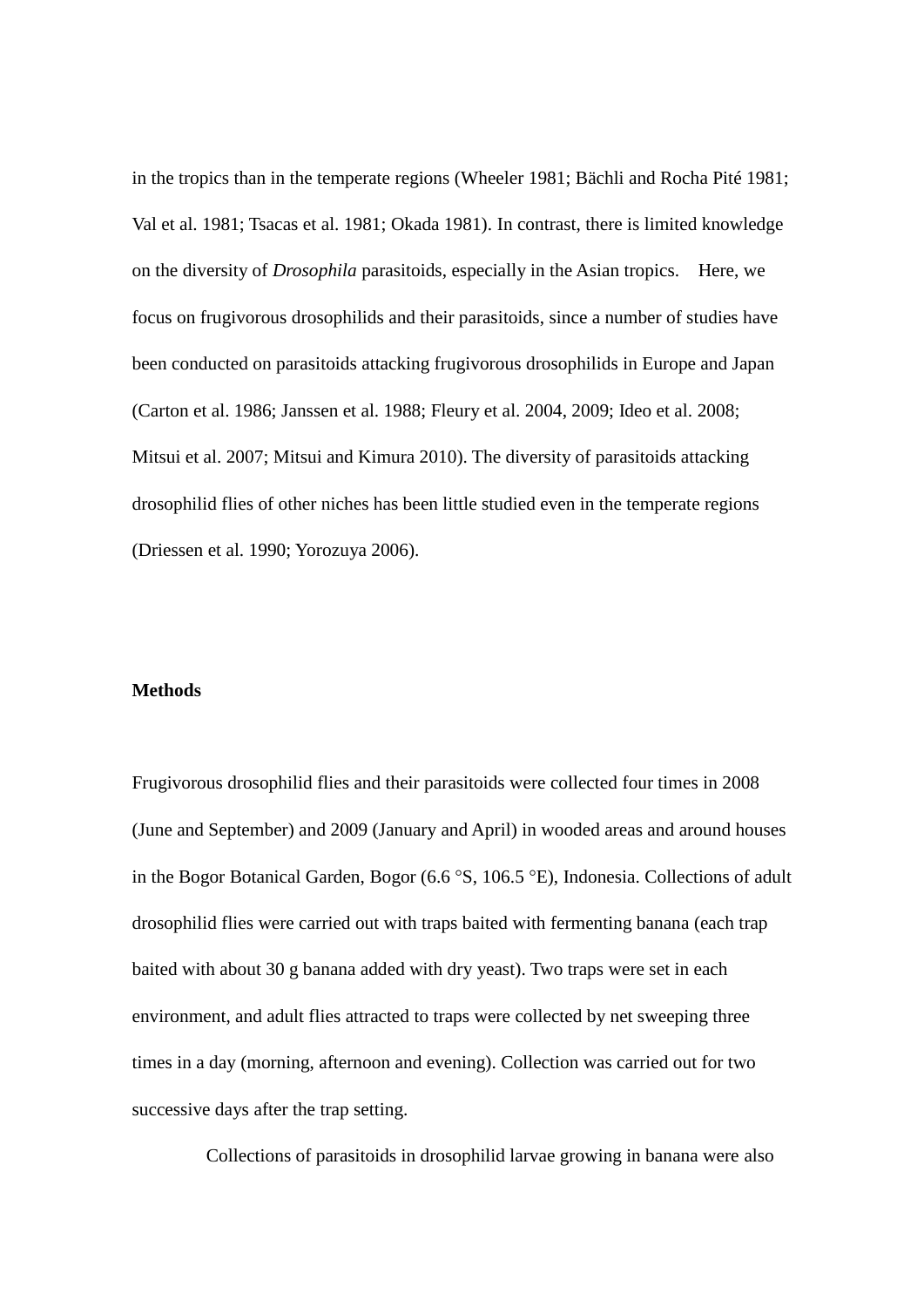in the tropics than in the temperate regions (Wheeler 1981; Bächli and Rocha Pité 1981; Val et al. 1981; Tsacas et al. 1981; Okada 1981). In contrast, there is limited knowledge on the diversity of *Drosophila* parasitoids, especially in the Asian tropics. Here, we focus on frugivorous drosophilids and their parasitoids, since a number of studies have been conducted on parasitoids attacking frugivorous drosophilids in Europe and Japan (Carton et al. 1986; Janssen et al. 1988; Fleury et al. 2004, 2009; Ideo et al. 2008; Mitsui et al. 2007; Mitsui and Kimura 2010). The diversity of parasitoids attacking drosophilid flies of other niches has been little studied even in the temperate regions (Driessen et al. 1990; Yorozuya 2006).

**Methods**

Frugivorous drosophilid flies and their parasitoids were collected four times in 2008 (June and September) and 2009 (January and April) in wooded areas and around houses in the Bogor Botanical Garden, Bogor (6.6 °S, 106.5 °E), Indonesia. Collections of adult drosophilid flies were carried out with traps baited with fermenting banana (each trap baited with about 30 g banana added with dry yeast). Two traps were set in each environment, and adult flies attracted to traps were collected by net sweeping three times in a day (morning, afternoon and evening). Collection was carried out for two successive days after the trap setting.

Collections of parasitoids in drosophilid larvae growing in banana were also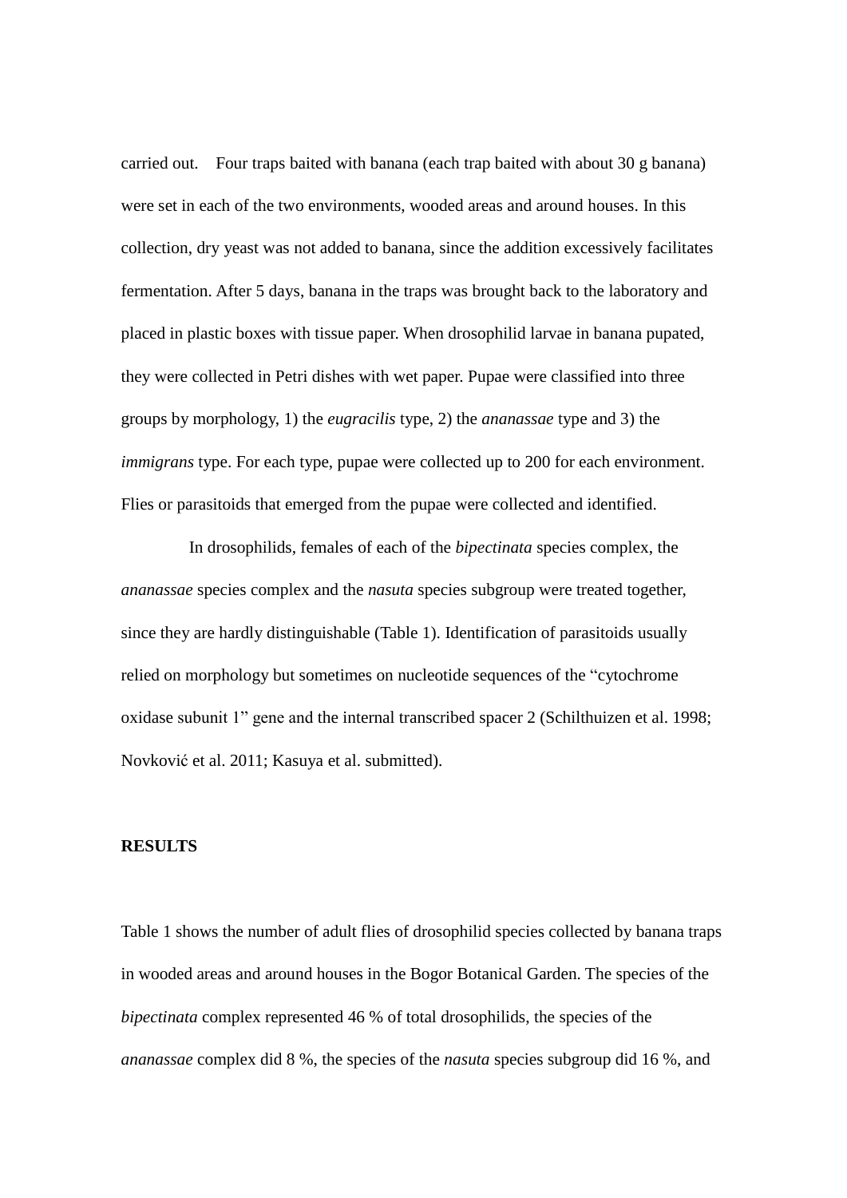carried out. Four traps baited with banana (each trap baited with about 30 g banana) were set in each of the two environments, wooded areas and around houses. In this collection, dry yeast was not added to banana, since the addition excessively facilitates fermentation. After 5 days, banana in the traps was brought back to the laboratory and placed in plastic boxes with tissue paper. When drosophilid larvae in banana pupated, they were collected in Petri dishes with wet paper. Pupae were classified into three groups by morphology, 1) the *eugracilis* type, 2) the *ananassae* type and 3) the *immigrans* type. For each type, pupae were collected up to 200 for each environment. Flies or parasitoids that emerged from the pupae were collected and identified.

In drosophilids, females of each of the *bipectinata* species complex, the *ananassae* species complex and the *nasuta* species subgroup were treated together, since they are hardly distinguishable (Table 1). Identification of parasitoids usually relied on morphology but sometimes on nucleotide sequences of the "cytochrome oxidase subunit 1" gene and the internal transcribed spacer 2 (Schilthuizen et al. 1998; Novković et al. 2011; Kasuya et al. submitted).

## RESULTS

Table 1 shows the number of adult flies of drosophilid species collected by banana traps in wooded areas and around houses in the Bogor Botanical Garden. The species of the *bipectinata* complex represented 46 % of total drosophilids, the species of the *ananassae* complex did 8 %, the species of the *nasuta* species subgroup did 16 %, and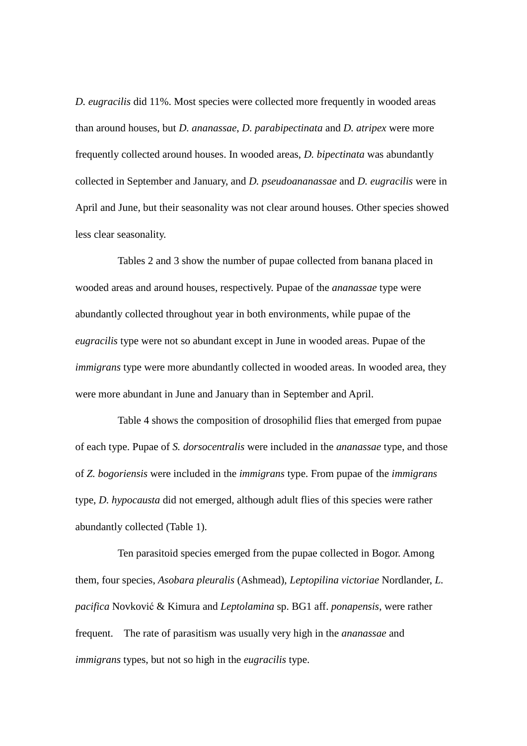*D. eugracilis* did 11%. Most species were collected more frequently in wooded areas than around houses, but *D. ananassae*, *D. parabipectinata* and *D. atripex* were more frequently collected around houses. In wooded areas, *D. bipectinata* was abundantly collected in September and January, and *D. pseudoananassae* and *D. eugracilis* were in April and June, but their seasonality was not clear around houses. Other species showed less clear seasonality.

Tables 2 and 3 show the number of pupae collected from banana placed in wooded areas and around houses, respectively. Pupae of the *ananassae* type were abundantly collected throughout year in both environments, while pupae of the *eugracilis* type were not so abundant except in June in wooded areas. Pupae of the *immigrans* type were more abundantly collected in wooded areas. In wooded area, they were more abundant in June and January than in September and April.

Table 4 shows the composition of drosophilid flies that emerged from pupae of each type. Pupae of *S. dorsocentralis* were included in the *ananassae* type, and those of *Z. bogoriensis* were included in the *immigrans* type. From pupae of the *immigrans* type, *D. hypocausta* did not emerged, although adult flies of this species were rather abundantly collected (Table 1).

Ten parasitoid species emerged from the pupae collected in Bogor. Among them, four species, *Asobara pleuralis* (Ashmead), *Leptopilina victoriae* Nordlander, *L. pacifica* Novković & Kimura and *Leptolamina* sp. BG1 aff. *ponapensis*, were rather frequent. The rate of parasitism was usually very high in the *ananassae* and *immigrans* types, but not so high in the *eugracilis* type.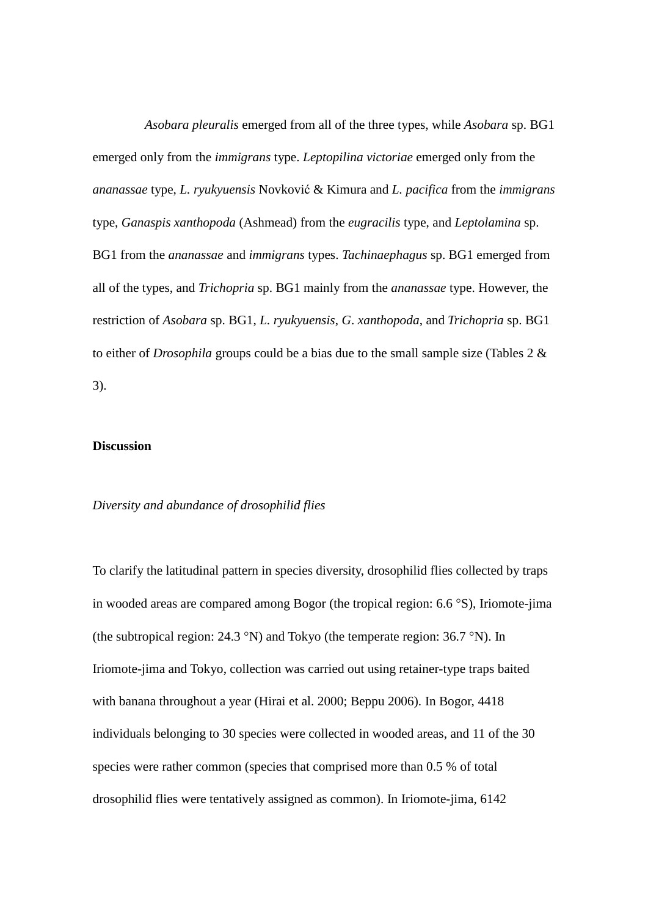*Asobara pleuralis* emerged from all of the three types, while *Asobara* sp. BG1 emerged only from the *immigrans* type. *Leptopilina victoriae* emerged only from the *ananassae* type, *L. ryukyuensis* Novković & Kimura and *L. pacifica* from the *immigrans* type, *Ganaspis xanthopoda* (Ashmead) from the *eugracilis* type, and *Leptolamina* sp. BG1 from the *ananassae* and *immigrans* types. *Tachinaephagus* sp. BG1 emerged from all of the types, and *Trichopria* sp. BG1 mainly from the *ananassae* type. However, the restriction of *Asobara* sp. BG1, *L. ryukyuensis*, *G. xanthopoda*, and *Trichopria* sp. BG1 to either of *Drosophila* groups could be a bias due to the small sample size (Tables 2 & 3).

## Discussion

### *Diversity and abundance of drosophilid flies*

To clarify the latitudinal pattern in species diversity, drosophilid flies collected by traps in wooded areas are compared among Bogor (the tropical region: 6.6 °S), Iriomote-jima (the subtropical region: 24.3 °N) and Tokyo (the temperate region: 36.7 °N). In Iriomote-jima and Tokyo, collection was carried out using retainer-type traps baited with banana throughout a year (Hirai et al. 2000; Beppu 2006). In Bogor, 4418 individuals belonging to 30 species were collected in wooded areas, and 11 of the 30 species were rather common (species that comprised more than 0.5 % of total drosophilid flies were tentatively assigned as common). In Iriomote-jima, 6142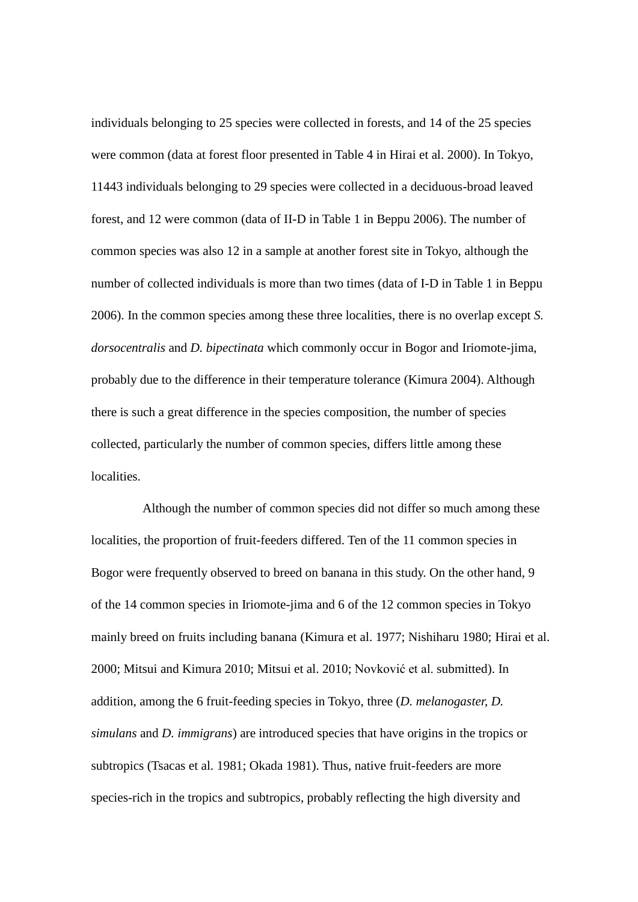individuals belonging to 25 species were collected in forests, and 14 of the 25 species were common (data at forest floor presented in Table 4 in Hirai et al. 2000). In Tokyo, 11443 individuals belonging to 29 species were collected in a deciduous-broad leaved forest, and 12 were common (data of II-D in Table 1 in Beppu 2006). The number of common species was also 12 in a sample at another forest site in Tokyo, although the number of collected individuals is more than two times (data of I-D in Table 1 in Beppu 2006). In the common species among these three localities, there is no overlap except *S. dorsocentralis* and *D. bipectinata* which commonly occur in Bogor and Iriomote-jima, probably due to the difference in their temperature tolerance (Kimura 2004). Although there is such a great difference in the species composition, the number of species collected, particularly the number of common species, differs little among these localities.

Although the number of common species did not differ so much among these localities, the proportion of fruit-feeders differed. Ten of the 11 common species in Bogor were frequently observed to breed on banana in this study. On the other hand, 9 of the 14 common species in Iriomote-jima and 6 of the 12 common species in Tokyo mainly breed on fruits including banana (Kimura et al. 1977; Nishiharu 1980; Hirai et al. 2000; Mitsui and Kimura 2010; Mitsui et al. 2010; Novković et al. submitted). In addition, among the 6 fruit-feeding species in Tokyo, three (*D. melanogaster, D. simulans* and *D. immigrans*) are introduced species that have origins in the tropics or subtropics (Tsacas et al. 1981; Okada 1981). Thus, native fruit-feeders are more species-rich in the tropics and subtropics, probably reflecting the high diversity and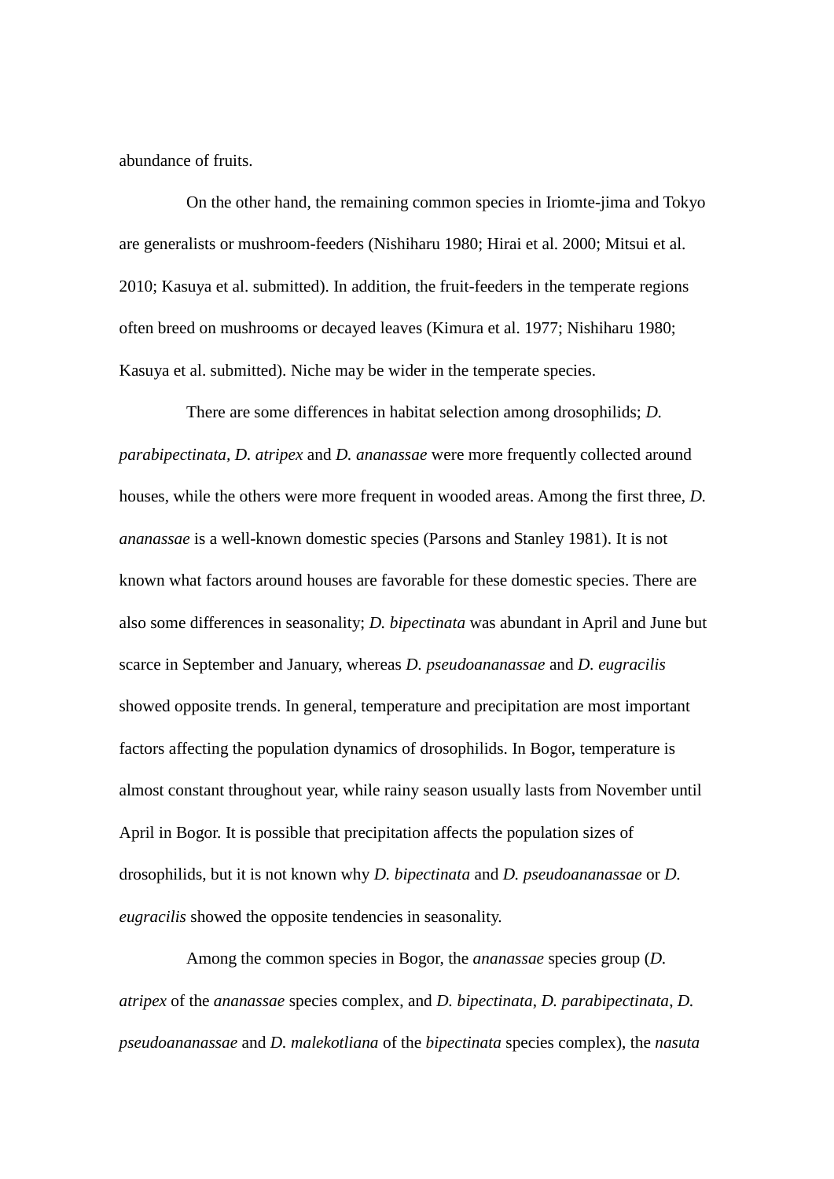abundance of fruits.

On the other hand, the remaining common species in Iriomte-jima and Tokyo are generalists or mushroom-feeders (Nishiharu 1980; Hirai et al. 2000; Mitsui et al. 2010; Kasuya et al. submitted). In addition, the fruit-feeders in the temperate regions often breed on mushrooms or decayed leaves (Kimura et al. 1977; Nishiharu 1980; Kasuya et al. submitted). Niche may be wider in the temperate species.

There are some differences in habitat selection among drosophilids; *D. parabipectinata, D. atripex* and *D. ananassae* were more frequently collected around houses, while the others were more frequent in wooded areas. Among the first three, *D. ananassae* is a well-known domestic species (Parsons and Stanley 1981). It is not known what factors around houses are favorable for these domestic species. There are also some differences in seasonality; *D. bipectinata* was abundant in April and June but scarce in September and January, whereas *D. pseudoananassae* and *D. eugracilis* showed opposite trends. In general, temperature and precipitation are most important factors affecting the population dynamics of drosophilids. In Bogor, temperature is almost constant throughout year, while rainy season usually lasts from November until April in Bogor. It is possible that precipitation affects the population sizes of drosophilids, but it is not known why *D. bipectinata* and *D. pseudoananassae* or *D. eugracilis* showed the opposite tendencies in seasonality.

Among the common species in Bogor, the *ananassae* species group (*D. atripex* of the *ananassae* species complex, and *D. bipectinata*, *D. parabipectinata*, *D. pseudoananassae* and *D. malekotliana* of the *bipectinata* species complex), the *nasuta*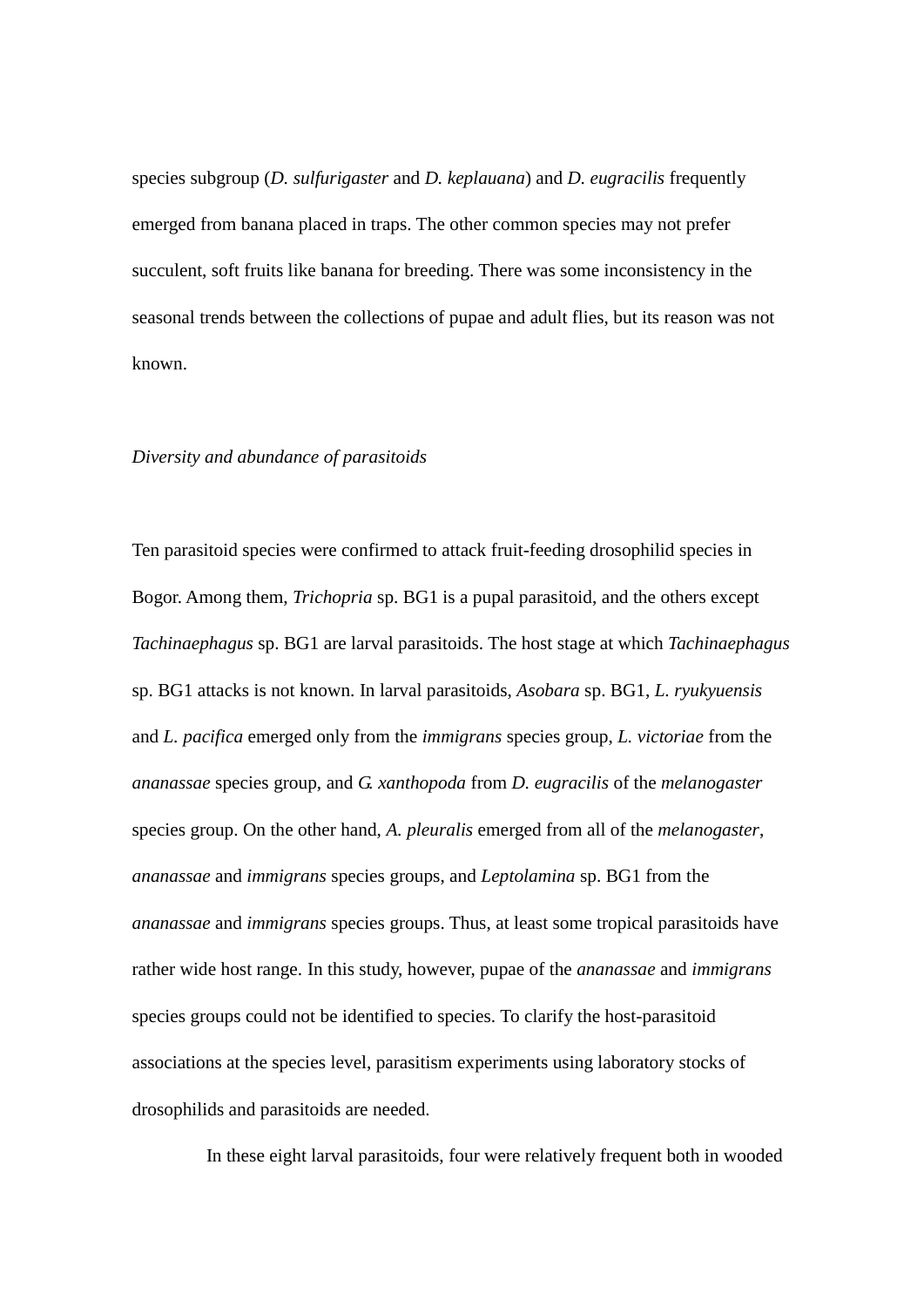species subgroup (*D. sulfurigaster* and *D. keplauana*) and *D. eugracilis* frequently emerged from banana placed in traps. The other common species may not prefer succulent, soft fruits like banana for breeding. There was some inconsistency in the seasonal trends between the collections of pupae and adult flies, but its reason was not known.

### *Diversity and abundance of parasitoids*

Ten parasitoid species were confirmed to attack fruit-feeding drosophilid species in Bogor. Among them, *Trichopria* sp. BG1 is a pupal parasitoid, and the others except *Tachinaephagus* sp. BG1 are larval parasitoids. The host stage at which *Tachinaephagus* sp. BG1 attacks is not known. In larval parasitoids, *Asobara* sp. BG1, *L. ryukyuensis* and *L. pacifica* emerged only from the *immigrans* species group, *L. victoriae* from the *ananassae* species group, and *G. xanthopoda* from *D. eugracilis* of the *melanogaster* species group. On the other hand, *A. pleuralis* emerged from all of the *melanogaster*, *ananassae* and *immigrans* species groups, and *Leptolamina* sp. BG1 from the *ananassae* and *immigrans* species groups. Thus, at least some tropical parasitoids have rather wide host range. In this study, however, pupae of the *ananassae* and *immigrans* species groups could not be identified to species. To clarify the host-parasitoid associations at the species level, parasitism experiments using laboratory stocks of drosophilids and parasitoids are needed.

In these eight larval parasitoids, four were relatively frequent both in wooded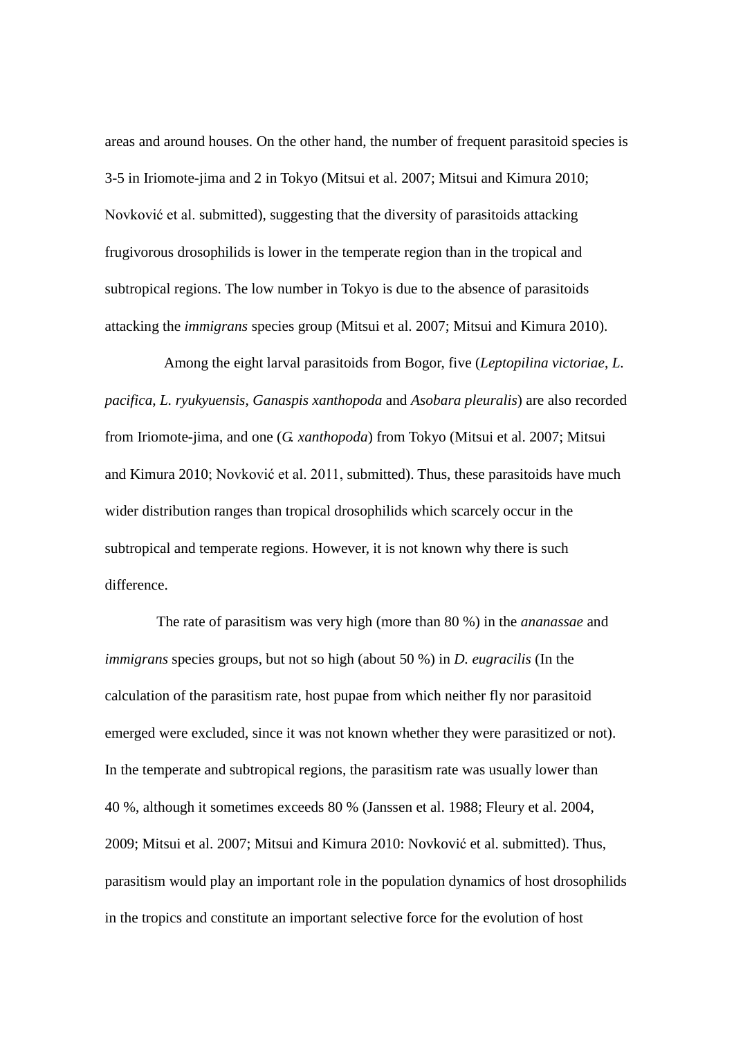areas and around houses. On the other hand, the number of frequent parasitoid species is 3-5 in Iriomote-jima and 2 in Tokyo (Mitsui et al. 2007; Mitsui and Kimura 2010; Novković et al. submitted), suggesting that the diversity of parasitoids attacking frugivorous drosophilids is lower in the temperate region than in the tropical and subtropical regions. The low number in Tokyo is due to the absence of parasitoids attacking the *immigrans* species group (Mitsui et al. 2007; Mitsui and Kimura 2010).

Among the eight larval parasitoids from Bogor, five (*Leptopilina victoriae*, *L. pacifica*, *L. ryukyuensis*, *Ganaspis xanthopoda* and *Asobara pleuralis*) are also recorded from Iriomote-jima, and one (*G. xanthopoda*) from Tokyo (Mitsui et al. 2007; Mitsui and Kimura 2010; Novković et al. 2011, submitted). Thus, these parasitoids have much wider distribution ranges than tropical drosophilids which scarcely occur in the subtropical and temperate regions. However, it is not known why there is such difference.

The rate of parasitism was very high (more than 80 %) in the *ananassae* and *immigrans* species groups, but not so high (about 50 %) in *D. eugracilis* (In the calculation of the parasitism rate, host pupae from which neither fly nor parasitoid emerged were excluded, since it was not known whether they were parasitized or not). In the temperate and subtropical regions, the parasitism rate was usually lower than 40 %, although it sometimes exceeds 80 % (Janssen et al. 1988; Fleury et al. 2004, 2009; Mitsui et al. 2007; Mitsui and Kimura 2010: Novković et al. submitted). Thus, parasitism would play an important role in the population dynamics of host drosophilids in the tropics and constitute an important selective force for the evolution of host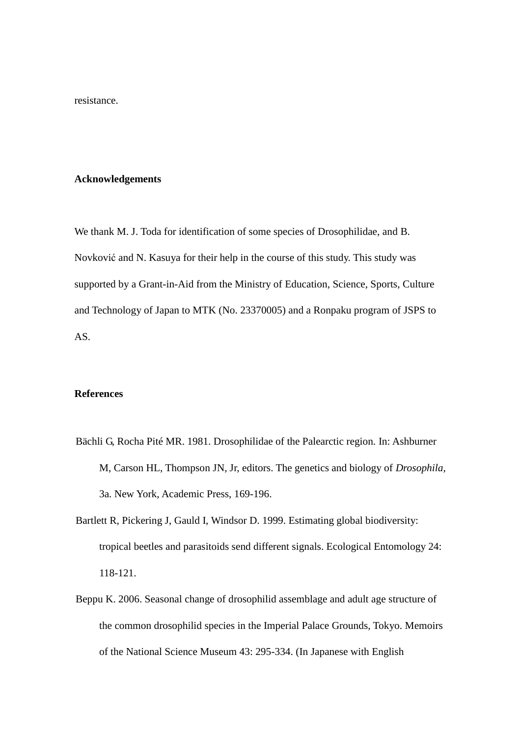resistance.

## Acknowledgements

We thank M. J. Toda for identification of some species of Drosophilidae, and B. Novković and N. Kasuya for their help in the course of this study. This study was supported by a Grant-in-Aid from the Ministry of Education, Science, Sports, Culture and Technology of Japan to MTK (No. 23370005) and a Ronpaku program of JSPS to AS.

## References

Bächli G, Rocha Pité MR. 1981. Drosophilidae of the Palearctic region. In: Ashburner M, Carson HL, Thompson JN, Jr, editors. The genetics and biology of *Drosophila*, 3a. New York, Academic Press, 169-196.

Bartlett R, Pickering J, Gauld I, Windsor D. 1999. Estimating global biodiversity: tropical beetles and parasitoids send different signals. Ecological Entomology 24: 118-121.

Beppu K. 2006. Seasonal change of drosophilid assemblage and adult age structure of the common drosophilid species in the Imperial Palace Grounds, Tokyo. Memoirs of the National Science Museum 43: 295-334. (In Japanese with English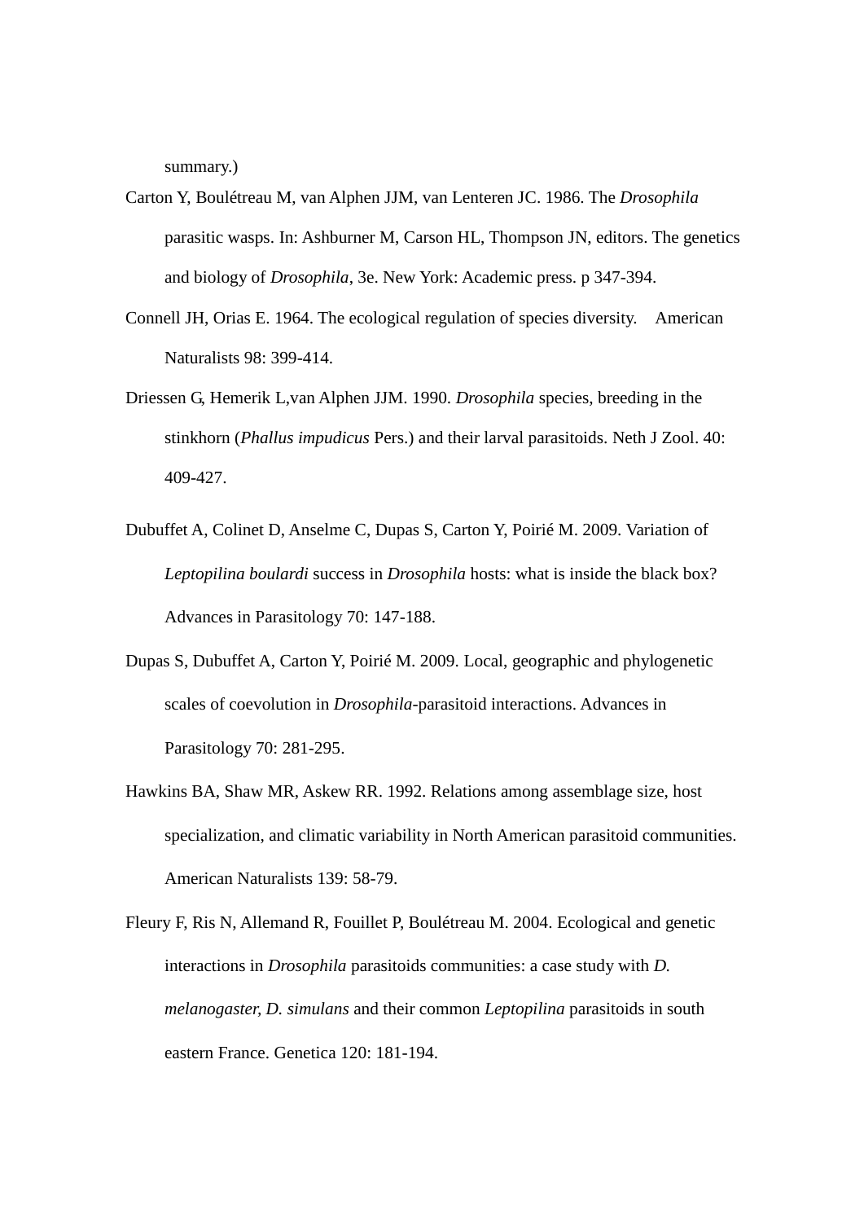summary.)

Carton Y, Boulétreau M, van Alphen JJM, van Lenteren JC. 1986. The *Drosophila* parasitic wasps. In: Ashburner M, Carson HL, Thompson JN, editors. The genetics and biology of *Drosophila*, 3e. New York: Academic press. p 347-394.

Connell JH, Orias E. 1964. The ecological regulation of species diversity. American Naturalists 98: 399-414.

Driessen G, Hemerik L,van Alphen JJM. 1990. *Drosophila* species, breeding in the stinkhorn (*Phallus impudicus* Pers.) and their larval parasitoids. Neth J Zool. 40: 409-427.

Dubuffet A, Colinet D, Anselme C, Dupas S, Carton Y, Poirié M. 2009. Variation of *Leptopilina boulardi* success in *Drosophila* hosts: what is inside the black box? Advances in Parasitology 70: 147-188.

Dupas S, Dubuffet A, Carton Y, Poirié M. 2009. Local, geographic and phylogenetic scales of coevolution in *Drosophila*-parasitoid interactions. Advances in Parasitology 70: 281-295.

Hawkins BA, Shaw MR, Askew RR. 1992. Relations among assemblage size, host specialization, and climatic variability in North American parasitoid communities. American Naturalists 139: 58-79.

Fleury F, Ris N, Allemand R, Fouillet P, Boulétreau M. 2004. Ecological and genetic interactions in *Drosophila* parasitoids communities: a case study with *D. melanogaster, D. simulans* and their common *Leptopilina* parasitoids in south eastern France. Genetica 120: 181-194.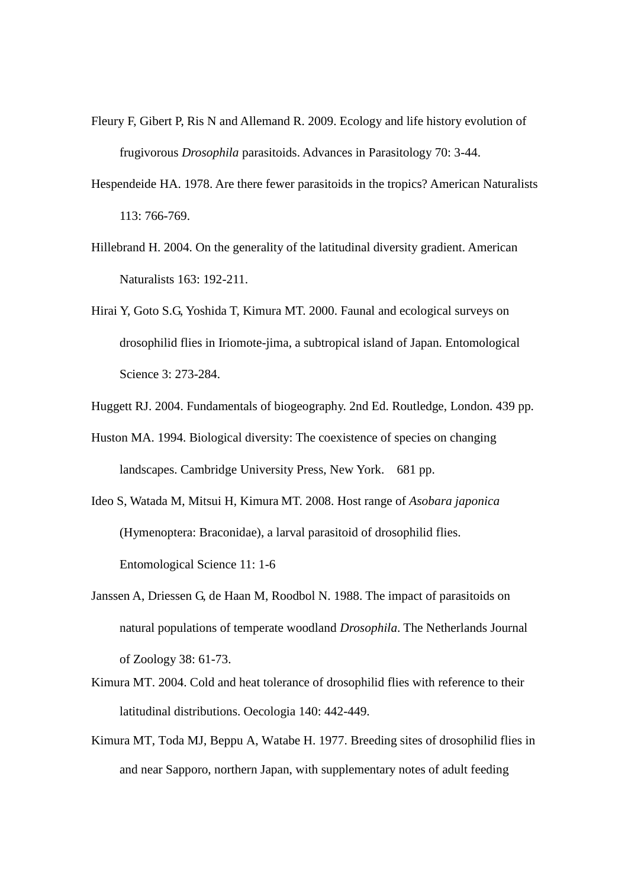Fleury F, Gibert P, Ris N and Allemand R. 2009. Ecology and life history evolution of frugivorous *Drosophila* parasitoids. Advances in Parasitology 70: 3-44.

Hespendeide HA. 1978. Are there fewer parasitoids in the tropics? American Naturalists 113: 766-769.

Hillebrand H. 2004. On the generality of the latitudinal diversity gradient. American Naturalists 163: 192-211.

Hirai Y, Goto S.G, Yoshida T, Kimura MT. 2000. Faunal and ecological surveys on drosophilid flies in Iriomote-jima, a subtropical island of Japan. Entomological Science 3: 273-284.

Huggett RJ. 2004. Fundamentals of biogeography. 2nd Ed. Routledge, London. 439 pp.

Huston MA. 1994. Biological diversity: The coexistence of species on changing landscapes. Cambridge University Press, New York. 681 pp.

Ideo S, Watada M, Mitsui H, Kimura MT. 2008. Host range of *Asobara japonica* (Hymenoptera: Braconidae), a larval parasitoid of drosophilid flies. Entomological Science 11: 1-6

Janssen A, Driessen G, de Haan M, Roodbol N. 1988. The impact of parasitoids on natural populations of temperate woodland *Drosophila*. The Netherlands Journal of Zoology 38: 61-73.

Kimura MT. 2004. Cold and heat tolerance of drosophilid flies with reference to their latitudinal distributions. Oecologia 140: 442-449.

Kimura MT, Toda MJ, Beppu A, Watabe H. 1977. Breeding sites of drosophilid flies in and near Sapporo, northern Japan, with supplementary notes of adult feeding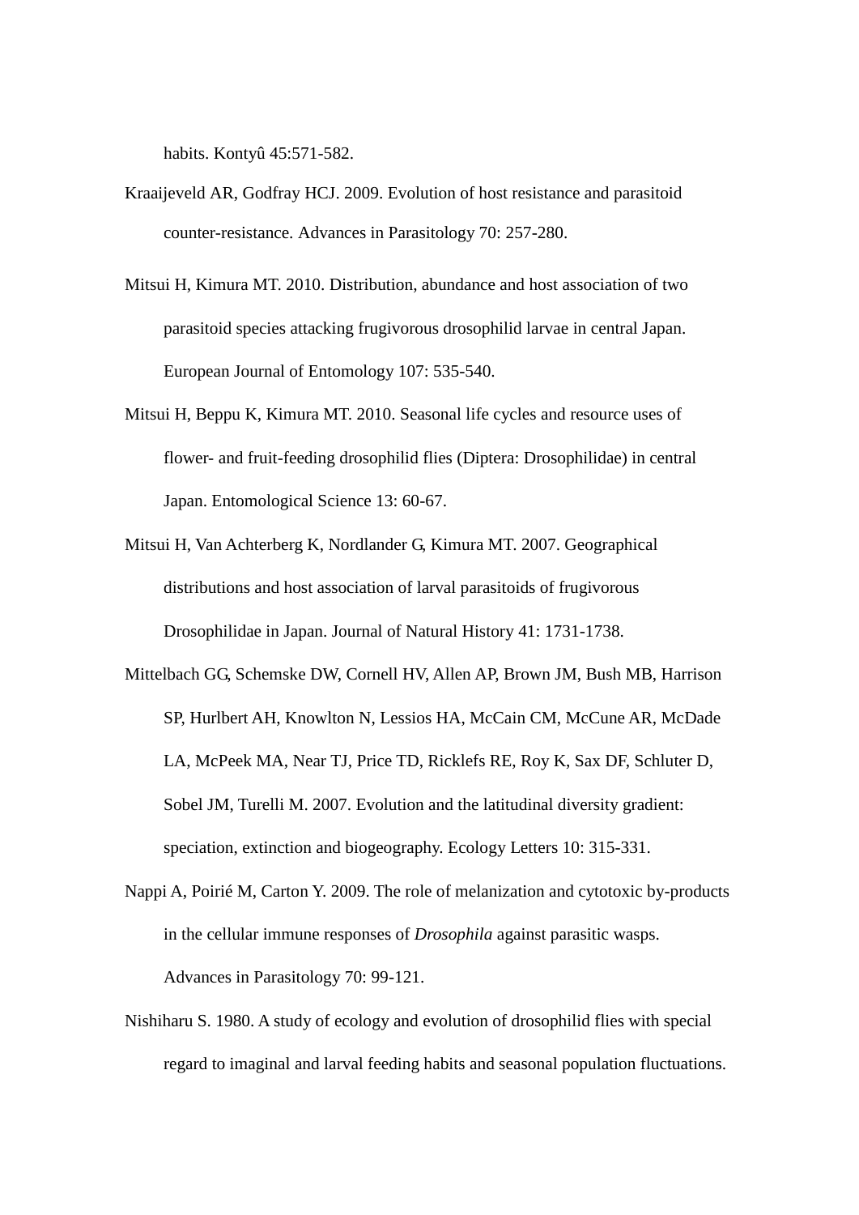habits. Kontyû 45:571-582.

Kraaijeveld AR, Godfray HCJ. 2009. Evolution of host resistance and parasitoid counter-resistance. Advances in Parasitology 70: 257-280.

Mitsui H, Kimura MT. 2010. Distribution, abundance and host association of two parasitoid species attacking frugivorous drosophilid larvae in central Japan. European Journal of Entomology 107: 535-540.

Mitsui H, Beppu K, Kimura MT. 2010. Seasonal life cycles and resource uses of flower- and fruit-feeding drosophilid flies (Diptera: Drosophilidae) in central Japan. Entomological Science 13: 60-67.

Mitsui H, Van Achterberg K, Nordlander G, Kimura MT. 2007. Geographical distributions and host association of larval parasitoids of frugivorous Drosophilidae in Japan. Journal of Natural History 41: 1731-1738.

Mittelbach GG, Schemske DW, Cornell HV, Allen AP, Brown JM, Bush MB, Harrison SP, Hurlbert AH, Knowlton N, Lessios HA, McCain CM, McCune AR, McDade LA, McPeek MA, Near TJ, Price TD, Ricklefs RE, Roy K, Sax DF, Schluter D, Sobel JM, Turelli M. 2007. Evolution and the latitudinal diversity gradient: speciation, extinction and biogeography. Ecology Letters 10: 315-331.

Nappi A, Poirié M, Carton Y. 2009. The role of melanization and cytotoxic by-products in the cellular immune responses of *Drosophila* against parasitic wasps. Advances in Parasitology 70: 99-121.

Nishiharu S. 1980. A study of ecology and evolution of drosophilid flies with special regard to imaginal and larval feeding habits and seasonal population fluctuations.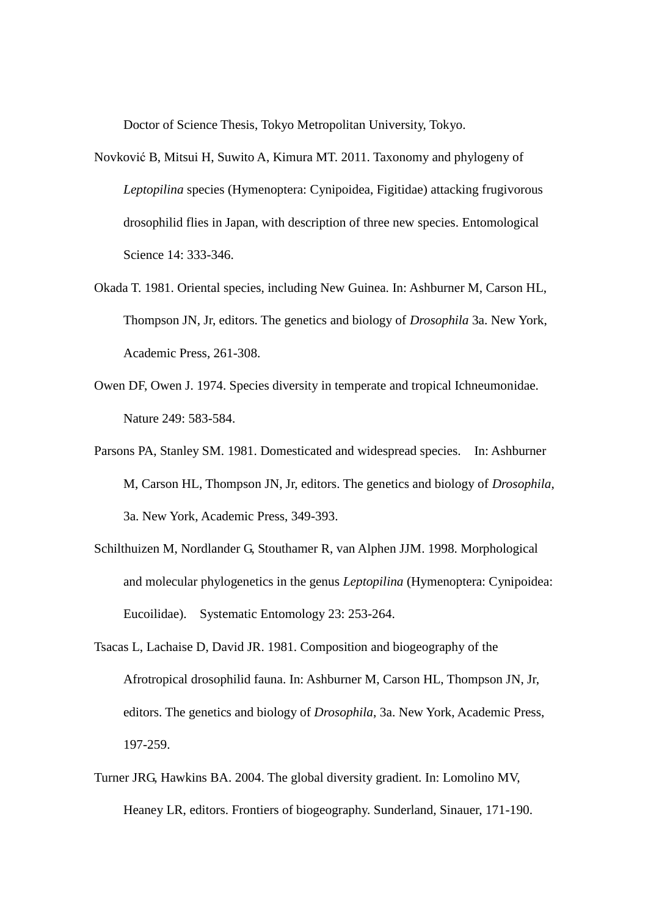Doctor of Science Thesis, Tokyo Metropolitan University, Tokyo.

Novković B, Mitsui H, Suwito A, Kimura MT. 2011. Taxonomy and phylogeny of *Leptopilina* species (Hymenoptera: Cynipoidea, Figitidae) attacking frugivorous drosophilid flies in Japan, with description of three new species. Entomological Science 14: 333-346.

Okada T. 1981. Oriental species, including New Guinea. In: Ashburner M, Carson HL, Thompson JN, Jr, editors. The genetics and biology of *Drosophila* 3a. New York, Academic Press, 261-308.

Owen DF, Owen J. 1974. Species diversity in temperate and tropical Ichneumonidae. Nature 249: 583-584.

Parsons PA, Stanley SM. 1981. Domesticated and widespread species. In: Ashburner M, Carson HL, Thompson JN, Jr, editors. The genetics and biology of *Drosophila*, 3a. New York, Academic Press, 349-393.

Schilthuizen M, Nordlander G, Stouthamer R, van Alphen JJM. 1998. Morphological and molecular phylogenetics in the genus *Leptopilina* (Hymenoptera: Cynipoidea: Eucoilidae). Systematic Entomology 23: 253-264.

Tsacas L, Lachaise D, David JR. 1981. Composition and biogeography of the Afrotropical drosophilid fauna. In: Ashburner M, Carson HL, Thompson JN, Jr, editors. The genetics and biology of *Drosophila*, 3a. New York, Academic Press, 197-259.

Turner JRG, Hawkins BA. 2004. The global diversity gradient. In: Lomolino MV, Heaney LR, editors. Frontiers of biogeography. Sunderland, Sinauer, 171-190.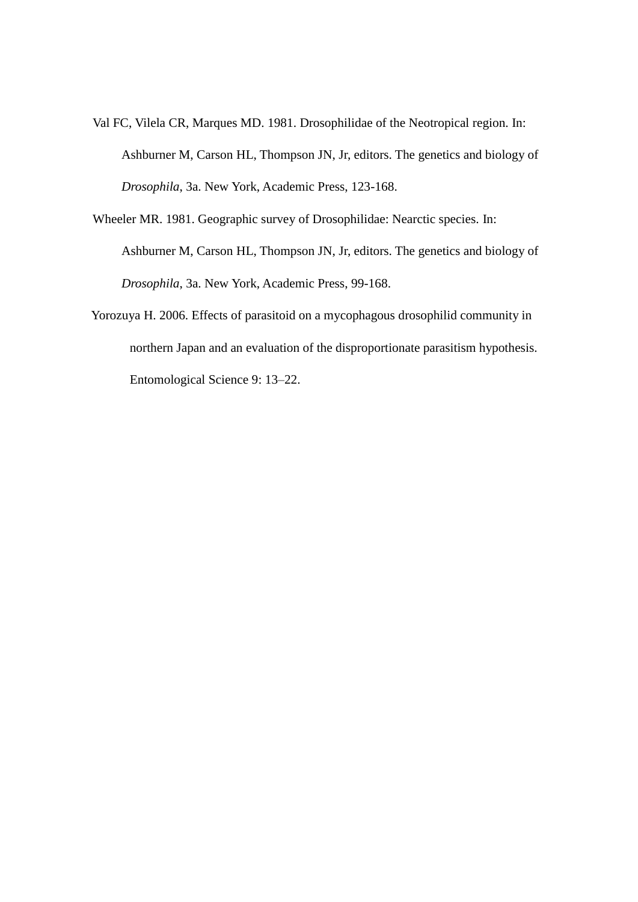Val FC, Vilela CR, Marques MD. 1981. Drosophilidae of the Neotropical region. In: Ashburner M, Carson HL, Thompson JN, Jr, editors. The genetics and biology of *Drosophila*, 3a. New York, Academic Press, 123-168.

Wheeler MR. 1981. Geographic survey of Drosophilidae: Nearctic species. In: Ashburner M, Carson HL, Thompson JN, Jr, editors. The genetics and biology of *Drosophila*, 3a. New York, Academic Press, 99-168.

Yorozuya H. 2006. Effects of parasitoid on a mycophagous drosophilid community in northern Japan and an evaluation of the disproportionate parasitism hypothesis. Entomological Science 9: 13–22.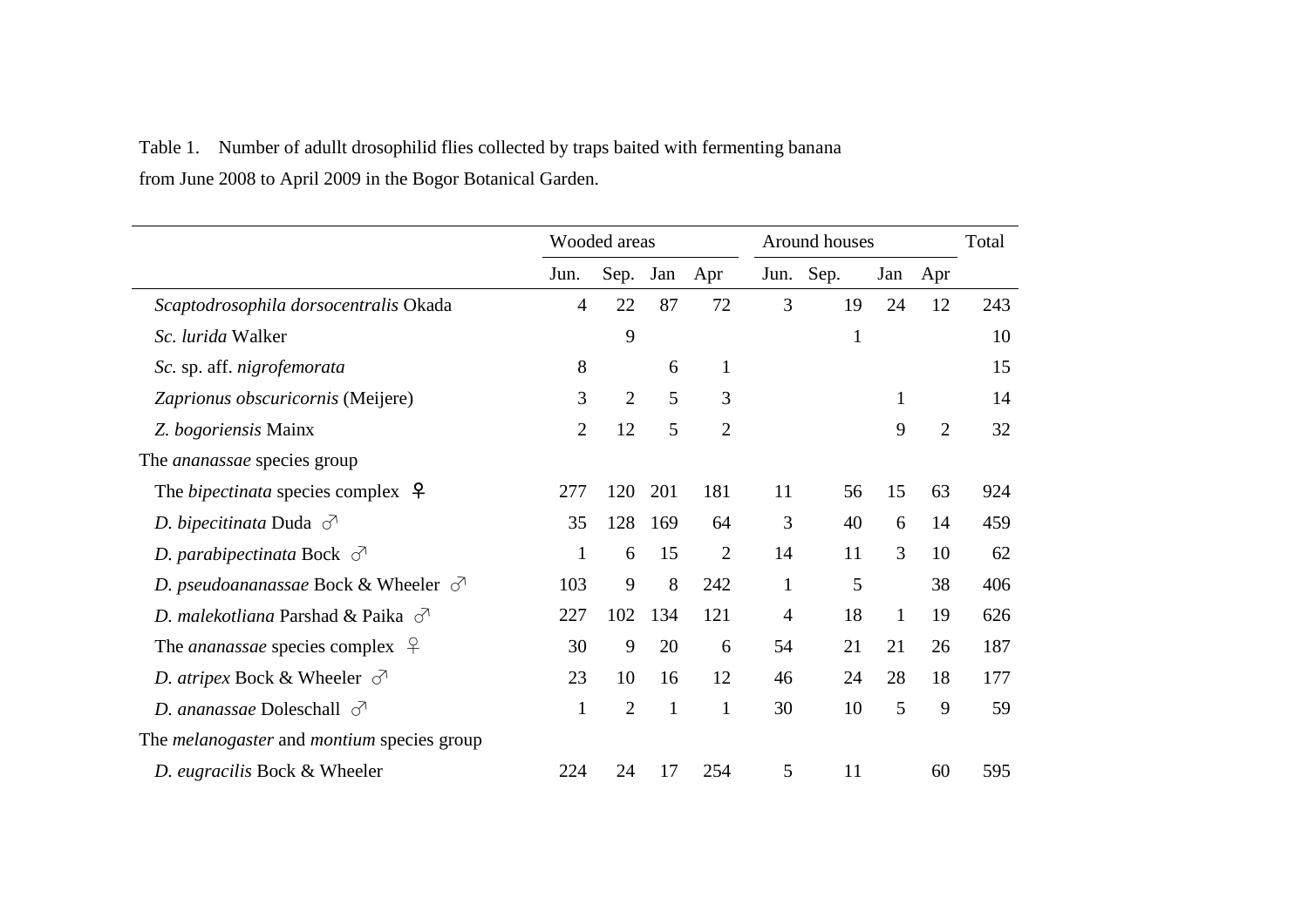Table 1. Number of adullt drosophilid flies collected by traps baited with fermenting banana from June 2008 to April 2009 in the Bogor Botanical Garden.

| | Wooded areas | | | | Around houses | | | | Total |
|---|---|---|---|---|---|---|---|---|---|
| | Jun. | Sep. | Jan | Apr | Jun. | Sep. | Jan | Apr | |
| *Scaptodrosophila dorsocentralis* Okada | 4 | 22 | 87 | 72 | 3 | 19 | 24 | 12 | 243 |
| *Sc. lurida* Walker | | 9 | | | | 1 | | | 10 |
| *Sc.* sp. aff. *nigrofemorata* | 8 | | 6 | 1 | | | | | 15 |
| *Zaprionus obscuricornis* (Meijere) | 3 | 2 | 5 | 3 | | | 1 | | 14 |
| *Z. bogoriensis* Mainx | 2 | 12 | 5 | 2 | | | 9 | 2 | 32 |
| The *ananassae* species group | | | | | | | | | |
| The *bipectinata* species complex ♀ | 277 | 120 | 201 | 181 | 11 | 56 | 15 | 63 | 924 |
| *D. bipecitinata* Duda ♂ | 35 | 128 | 169 | 64 | 3 | 40 | 6 | 14 | 459 |
| *D. parabipectinata* Bock ♂ | 1 | 6 | 15 | 2 | 14 | 11 | 3 | 10 | 62 |
| *D. pseudoananassae* Bock & Wheeler ♂ | 103 | 9 | 8 | 242 | 1 | 5 | | 38 | 406 |
| *D. malekotliana* Parshad & Paika ♂ | 227 | 102 | 134 | 121 | 4 | 18 | 1 | 19 | 626 |
| The *ananassae* species complex ♀ | 30 | 9 | 20 | 6 | 54 | 21 | 21 | 26 | 187 |
| *D. atripex* Bock & Wheeler ♂ | 23 | 10 | 16 | 12 | 46 | 24 | 28 | 18 | 177 |
| *D. ananassae* Doleschall ♂ | 1 | 2 | 1 | 1 | 30 | 10 | 5 | 9 | 59 |
| The *melanogaster* and *montium* species group | | | | | | | | | |
| *D. eugracilis* Bock & Wheeler | 224 | 24 | 17 | 254 | 5 | 11 | | 60 | 595 |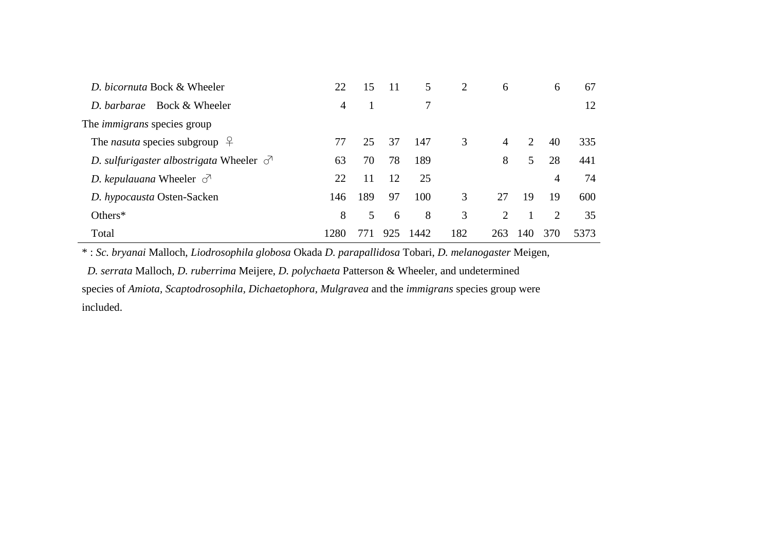| | | | | | | | | | |
|---|---|---|---|---|---|---|---|---|---|
| *D. bicornuta* Bock & Wheeler | 22 | 15 | 11 | 5 | 2 | 6 | | 6 | 67 |
| *D. barbarae* Bock & Wheeler | 4 | 1 | | 7 | | | | | 12 |
| The *immigrans* species group | | | | | | | | | |
| The *nasuta* species subgroup ♀ | 77 | 25 | 37 | 147 | 3 | 4 | 2 | 40 | 335 |
| *D. sulfurigaster albostrigata* Wheeler ♂ | 63 | 70 | 78 | 189 | | 8 | 5 | 28 | 441 |
| *D. kepulauana* Wheeler ♂ | 22 | 11 | 12 | 25 | | | | 4 | 74 |
| *D. hypocausta* Osten-Sacken | 146 | 189 | 97 | 100 | 3 | 27 | 19 | 19 | 600 |
| Others* | 8 | 5 | 6 | 8 | 3 | 2 | 1 | 2 | 35 |
| Total | 1280 | 771 | 925 | 1442 | 182 | 263 | 140 | 370 | 5373 |

* : *Sc. bryanai* Malloch, *Liodrosophila globosa* Okada *D. parapallidosa* Tobari, *D. melanogaster* Meigen, *D. serrata* Malloch, *D. ruberrima* Meijere, *D. polychaeta* Patterson & Wheeler, and undetermined species of *Amiota*, *Scaptodrosophila*, *Dichaetophora*, *Mulgravea* and the *immigrans* species group were included.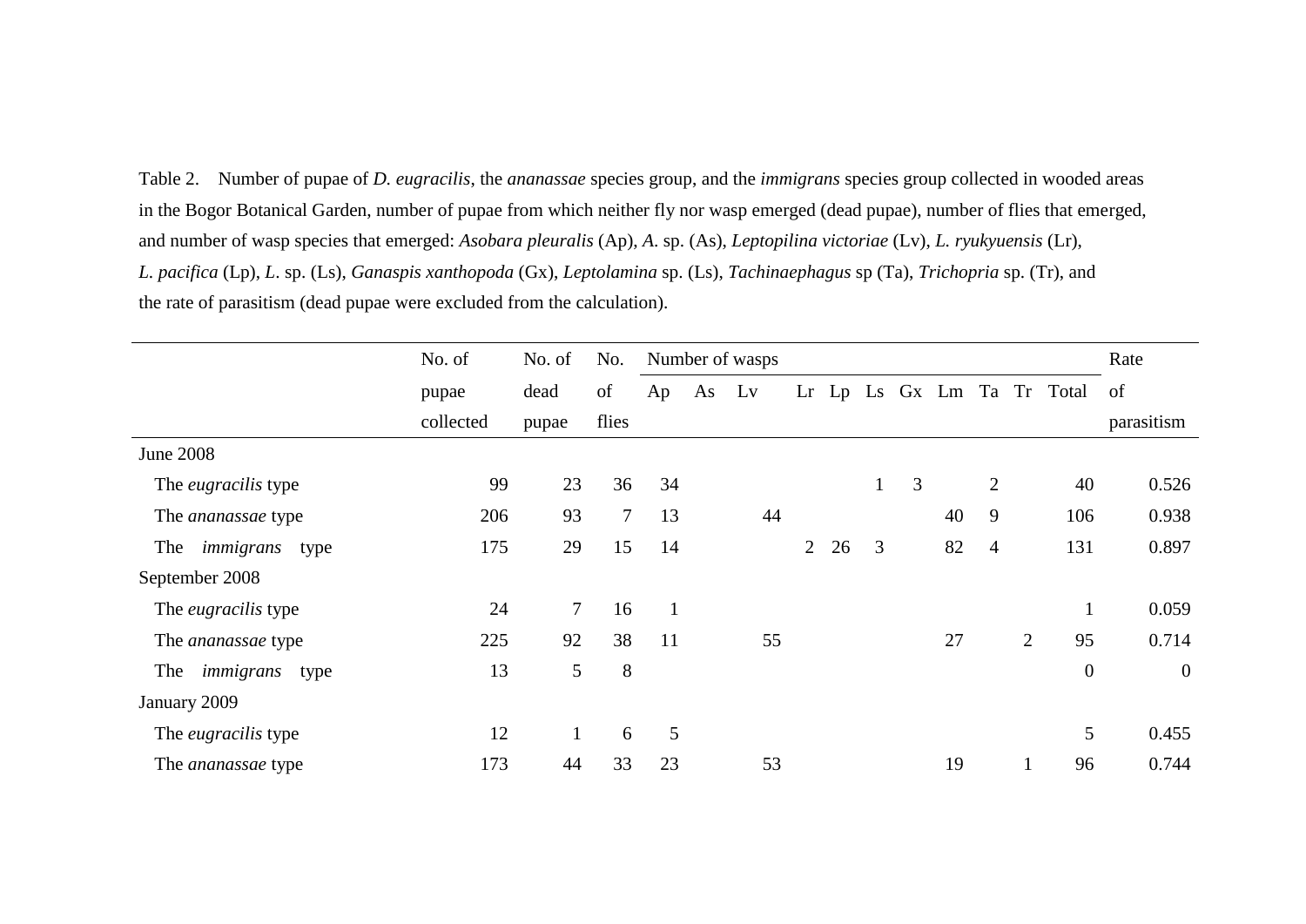Table 2. Number of pupae of *D. eugracilis*, the *ananassae* species group, and the *immigrans* species group collected in wooded areas in the Bogor Botanical Garden, number of pupae from which neither fly nor wasp emerged (dead pupae), number of flies that emerged, and number of wasp species that emerged: *Asobara pleuralis* (Ap), *A*. sp. (As), *Leptopilina victoriae* (Lv), *L. ryukyuensis* (Lr), *L. pacifica* (Lp), *L*. sp. (Ls), *Ganaspis xanthopoda* (Gx), *Leptolamina* sp. (Ls), *Tachinaephagus* sp (Ta), *Trichopria* sp. (Tr), and the rate of parasitism (dead pupae were excluded from the calculation).

| | No. of pupae collected | No. of dead pupae | No. of flies | Number of wasps | | | | | | | | | | | Rate of parasitism |
|---|---|---|---|---|---|---|---|---|---|---|---|---|---|---|---|
| | | | | Ap | As | Lv | Lr | Lp | Ls | Gx | Lm | Ta | Tr | Total | |
| June 2008 | | | | | | | | | | | | | | | |
| The *eugracilis* type | 99 | 23 | 36 | 34 | | | | | 1 | 3 | | 2 | | 40 | 0.526 |
| The *ananassae* type | 206 | 93 | 7 | 13 | | 44 | | | | | 40 | 9 | | 106 | 0.938 |
| The *immigrans* type | 175 | 29 | 15 | 14 | | | 2 | 26 | 3 | | 82 | 4 | | 131 | 0.897 |
| September 2008 | | | | | | | | | | | | | | | |
| The *eugracilis* type | 24 | 7 | 16 | 1 | | | | | | | | | | 1 | 0.059 |
| The *ananassae* type | 225 | 92 | 38 | 11 | | 55 | | | | | 27 | | 2 | 95 | 0.714 |
| The *immigrans* type | 13 | 5 | 8 | | | | | | | | | | | 0 | 0 |
| January 2009 | | | | | | | | | | | | | | | |
| The *eugracilis* type | 12 | 1 | 6 | 5 | | | | | | | | | | 5 | 0.455 |
| The *ananassae* type | 173 | 44 | 33 | 23 | | 53 | | | | | 19 | | 1 | 96 | 0.744 |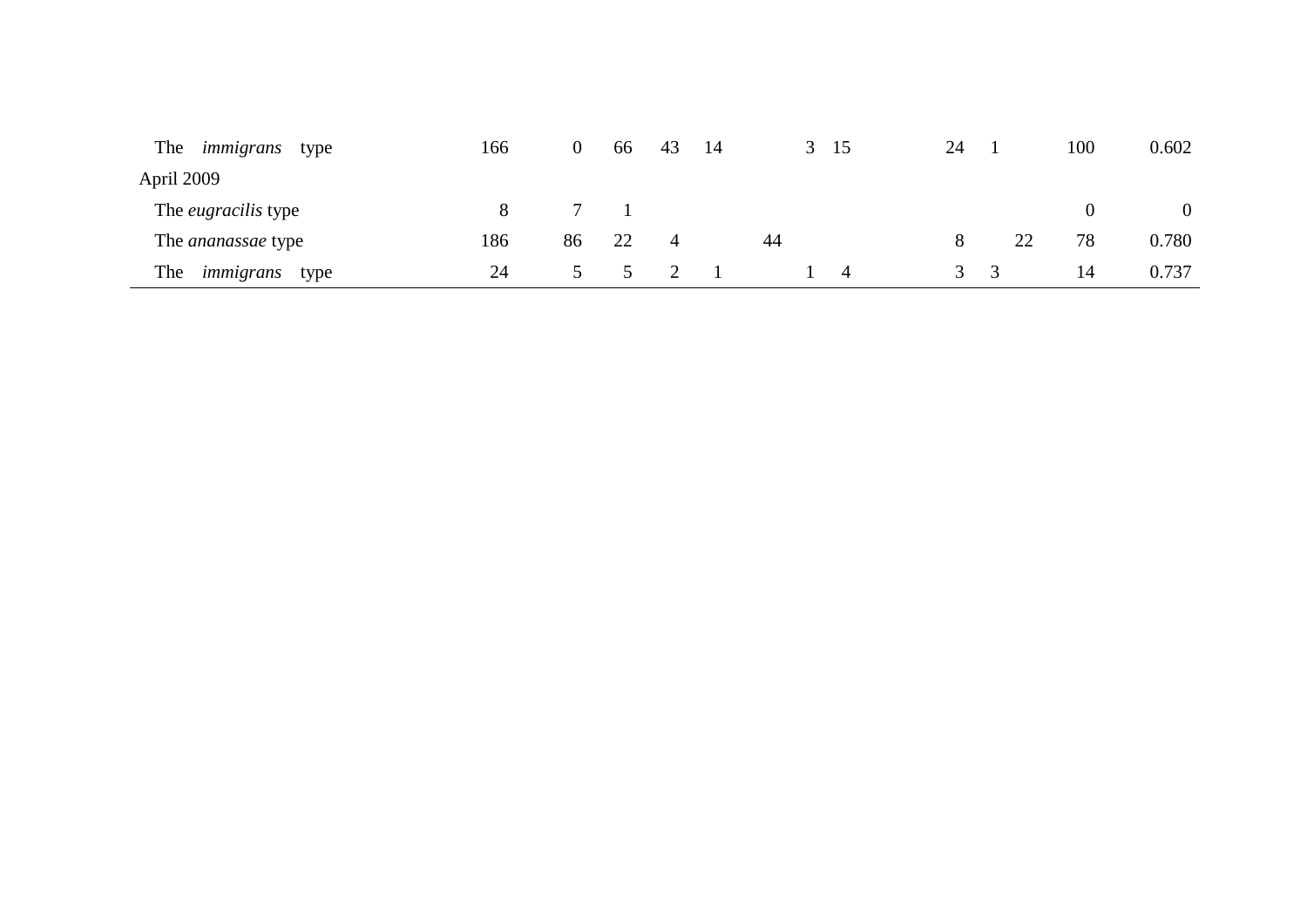| | | | | | | | | | | | | | |
|---|---|---|---|---|---|---|---|---|---|---|---|---|---|
| The *immigrans* type | 166 | 0 | 66 | 43 | 14 | | 3 | 15 | 24 | 1 | | 100 | 0.602 |
| April 2009 | | | | | | | | | | | | | |
| The *eugracilis* type | 8 | 7 | 1 | | | | | | | | | 0 | 0 |
| The *ananassae* type | 186 | 86 | 22 | 4 | | 44 | | | 8 | | 22 | 78 | 0.780 |
| The *immigrans* type | 24 | 5 | 5 | 2 | 1 | | 1 | 4 | 3 | 3 | | 14 | 0.737 |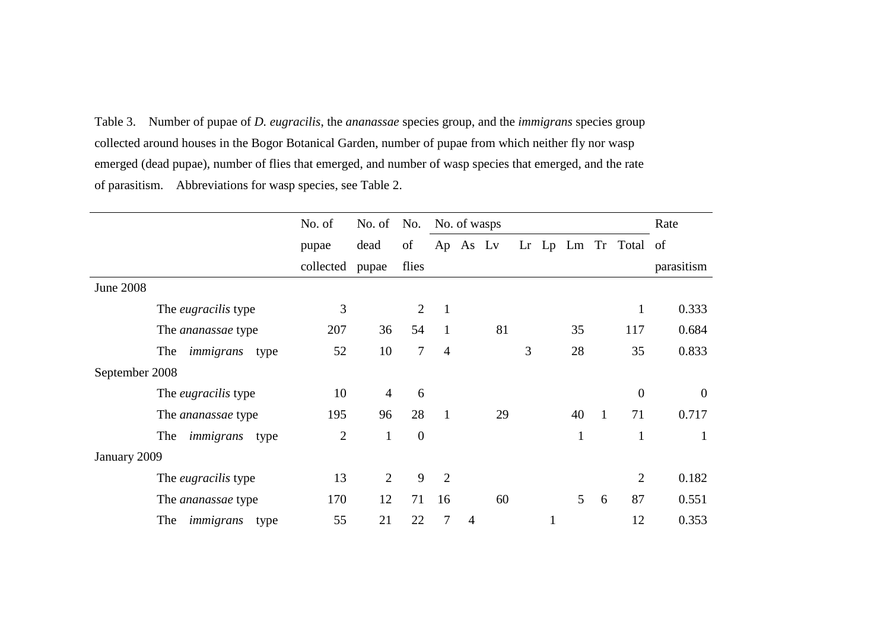Table 3. Number of pupae of *D. eugracilis*, the *ananassae* species group, and the *immigrans* species group collected around houses in the Bogor Botanical Garden, number of pupae from which neither fly nor wasp emerged (dead pupae), number of flies that emerged, and number of wasp species that emerged, and the rate of parasitism. Abbreviations for wasp species, see Table 2.

| | No. of pupae collected | No. of dead pupae | No. of flies | No. of wasps | | | | | | | | Rate of parasitism |
|---|---|---|---|---|---|---|---|---|---|---|---|---|
| | | | | Ap | As | Lv | Lr | Lp | Lm | Tr | Total | |
| June 2008 | | | | | | | | | | | | |
| The *eugracilis* type | 3 | | 2 | 1 | | | | | | | 1 | 0.333 |
| The *ananassae* type | 207 | 36 | 54 | 1 | | 81 | | | 35 | | 117 | 0.684 |
| The *immigrans* type | 52 | 10 | 7 | 4 | | | 3 | | 28 | | 35 | 0.833 |
| September 2008 | | | | | | | | | | | | |
| The *eugracilis* type | 10 | 4 | 6 | | | | | | | | 0 | 0 |
| The *ananassae* type | 195 | 96 | 28 | 1 | | 29 | | | 40 | 1 | 71 | 0.717 |
| The *immigrans* type | 2 | 1 | 0 | | | | | | 1 | | 1 | 1 |
| January 2009 | | | | | | | | | | | | |
| The *eugracilis* type | 13 | 2 | 9 | 2 | | | | | | | 2 | 0.182 |
| The *ananassae* type | 170 | 12 | 71 | 16 | | 60 | | | 5 | 6 | 87 | 0.551 |
| The *immigrans* type | 55 | 21 | 22 | 7 | 4 | | | 1 | | | 12 | 0.353 |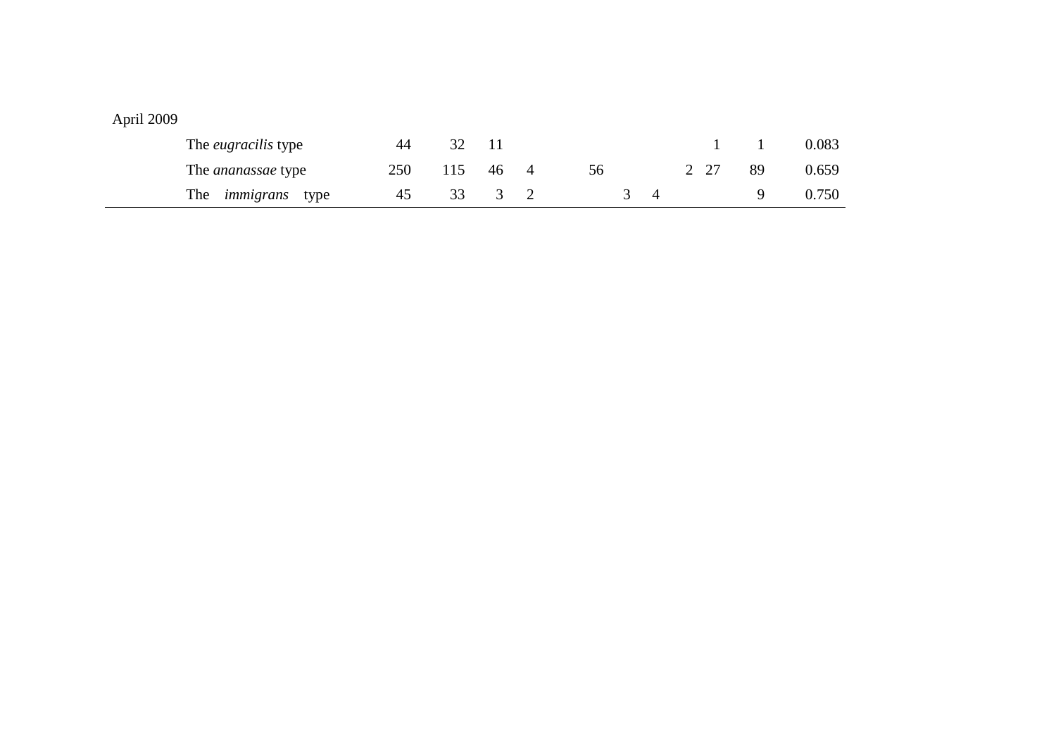| | | | | | | | | | | | | |
|---|---|---|---|---|---|---|---|---|---|---|---|---|
| April 2009 | | | | | | | | | | | | |
| | The *eugracilis* type | 44 | 32 | 11 | | | | | | 1 | 1 | 0.083 |
| | The *ananassae* type | 250 | 115 | 46 | 4 | 56 | | | 2 | 27 | 89 | 0.659 |
| | The *immigrans* type | 45 | 33 | 3 | 2 | | 3 | 4 | | | 9 | 0.750 |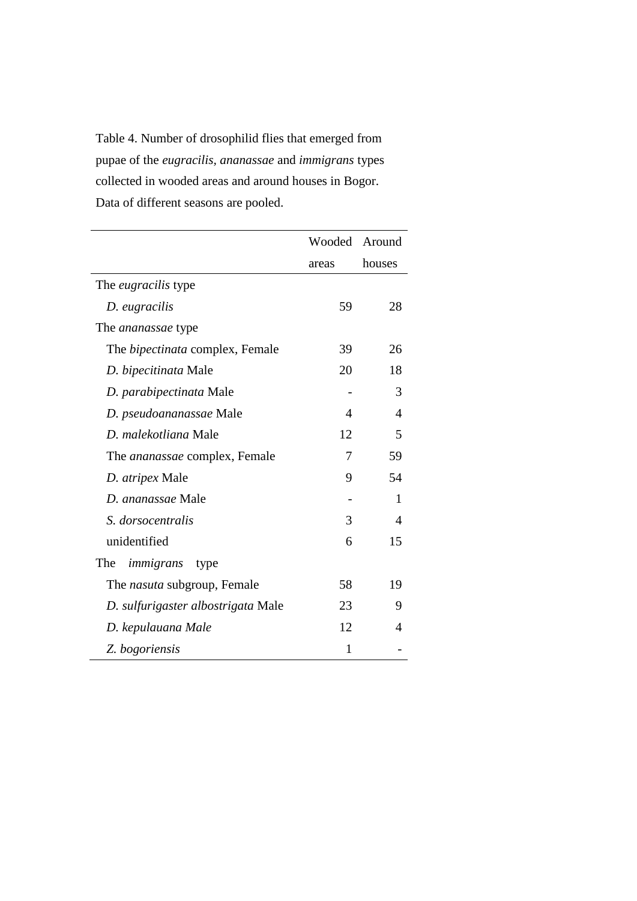Table 4. Number of drosophilid flies that emerged from pupae of the *eugracilis*, *ananassae* and *immigrans* types collected in wooded areas and around houses in Bogor. Data of different seasons are pooled.

| | Wooded areas | Around houses |
|---|---|---|
| The *eugracilis* type | | |
| *D. eugracilis* | 59 | 28 |
| The *ananassae* type | | |
| The *bipectinata* complex, Female | 39 | 26 |
| *D. bipecitinata* Male | 20 | 18 |
| *D. parabipectinata* Male | - | 3 |
| *D. pseudoananassae* Male | 4 | 4 |
| *D. malekotliana* Male | 12 | 5 |
| The *ananassae* complex, Female | 7 | 59 |
| *D. atripex* Male | 9 | 54 |
| *D. ananassae* Male | - | 1 |
| *S. dorsocentralis* | 3 | 4 |
| unidentified | 6 | 15 |
| The *immigrans* type | | |
| The *nasuta* subgroup, Female | 58 | 19 |
| *D. sulfurigaster albostrigata* Male | 23 | 9 |
| *D. kepulauana Male* | 12 | 4 |
| *Z. bogoriensis* | 1 | - |